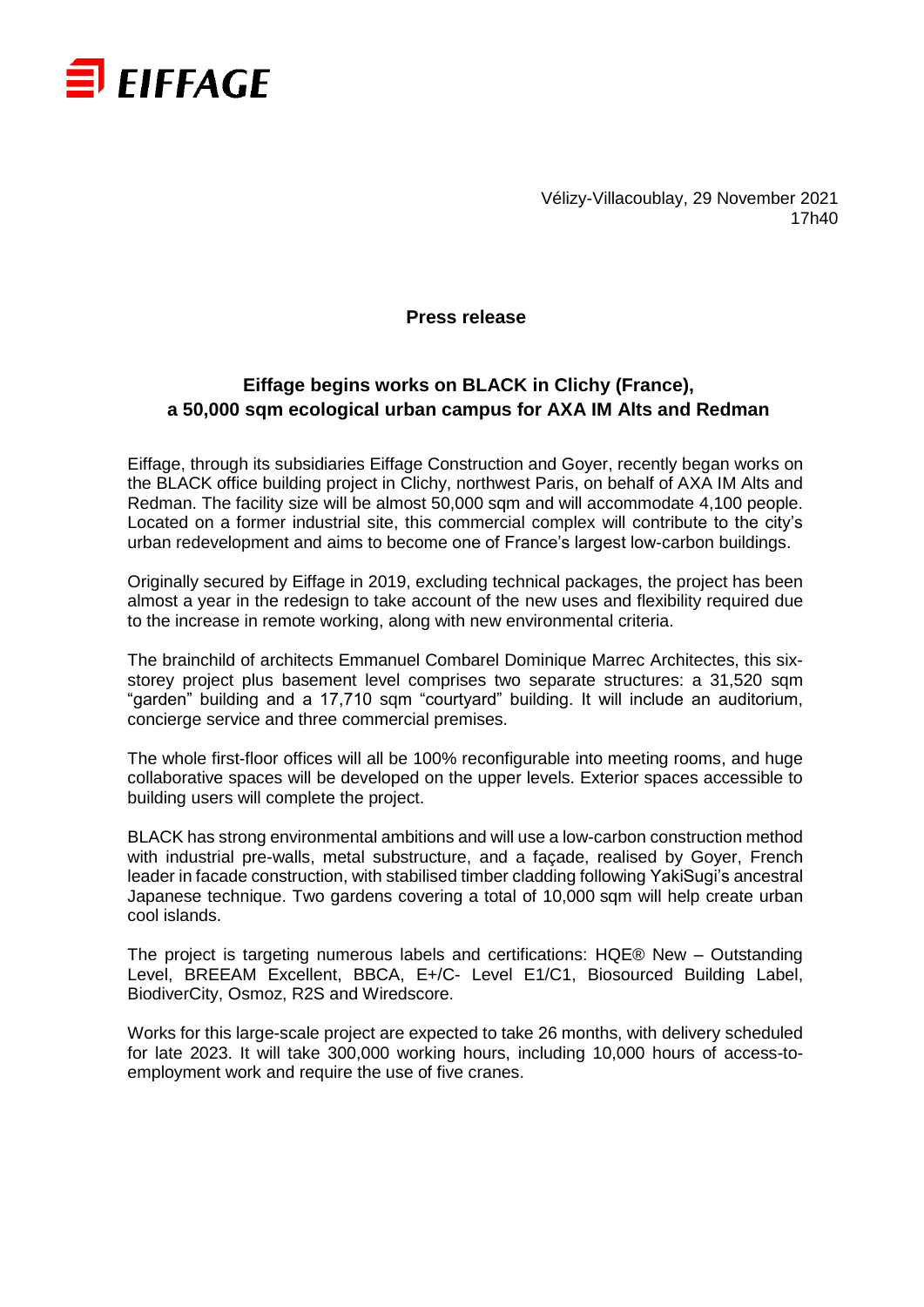EIFFAGE

Vélizy-Villacoublay, 29 November 2021
17h40

**Press release**

## Eiffage begins works on BLACK in Clichy (France), a 50,000 sqm ecological urban campus for AXA IM Alts and Redman

Eiffage, through its subsidiaries Eiffage Construction and Goyer, recently began works on the BLACK office building project in Clichy, northwest Paris, on behalf of AXA IM Alts and Redman. The facility size will be almost 50,000 sqm and will accommodate 4,100 people. Located on a former industrial site, this commercial complex will contribute to the city's urban redevelopment and aims to become one of France's largest low-carbon buildings.

Originally secured by Eiffage in 2019, excluding technical packages, the project has been almost a year in the redesign to take account of the new uses and flexibility required due to the increase in remote working, along with new environmental criteria.

The brainchild of architects Emmanuel Combarel Dominique Marrec Architectes, this six-storey project plus basement level comprises two separate structures: a 31,520 sqm "garden" building and a 17,710 sqm "courtyard" building. It will include an auditorium, concierge service and three commercial premises.

The whole first-floor offices will all be 100% reconfigurable into meeting rooms, and huge collaborative spaces will be developed on the upper levels. Exterior spaces accessible to building users will complete the project.

BLACK has strong environmental ambitions and will use a low-carbon construction method with industrial pre-walls, metal substructure, and a façade, realised by Goyer, French leader in facade construction, with stabilised timber cladding following YakiSugi's ancestral Japanese technique. Two gardens covering a total of 10,000 sqm will help create urban cool islands.

The project is targeting numerous labels and certifications: HQE® New – Outstanding Level, BREEAM Excellent, BBCA, E+/C- Level E1/C1, Biosourced Building Label, BiodiverCity, Osmoz, R2S and Wiredscore.

Works for this large-scale project are expected to take 26 months, with delivery scheduled for late 2023. It will take 300,000 working hours, including 10,000 hours of access-to-employment work and require the use of five cranes.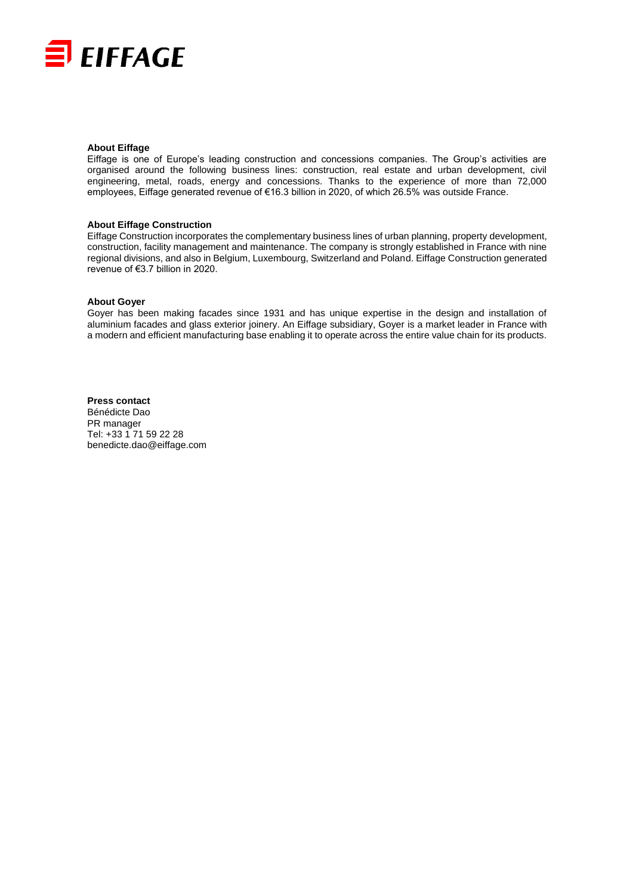**About Eiffage**

Eiffage is one of Europe's leading construction and concessions companies. The Group's activities are organised around the following business lines: construction, real estate and urban development, civil engineering, metal, roads, energy and concessions. Thanks to the experience of more than 72,000 employees, Eiffage generated revenue of €16.3 billion in 2020, of which 26.5% was outside France.

**About Eiffage Construction**

Eiffage Construction incorporates the complementary business lines of urban planning, property development, construction, facility management and maintenance. The company is strongly established in France with nine regional divisions, and also in Belgium, Luxembourg, Switzerland and Poland. Eiffage Construction generated revenue of €3.7 billion in 2020.

**About Goyer**

Goyer has been making facades since 1931 and has unique expertise in the design and installation of aluminium facades and glass exterior joinery. An Eiffage subsidiary, Goyer is a market leader in France with a modern and efficient manufacturing base enabling it to operate across the entire value chain for its products.

**Press contact**

Bénédicte Dao
PR manager
Tel: +33 1 71 59 22 28
benedicte.dao@eiffage.com